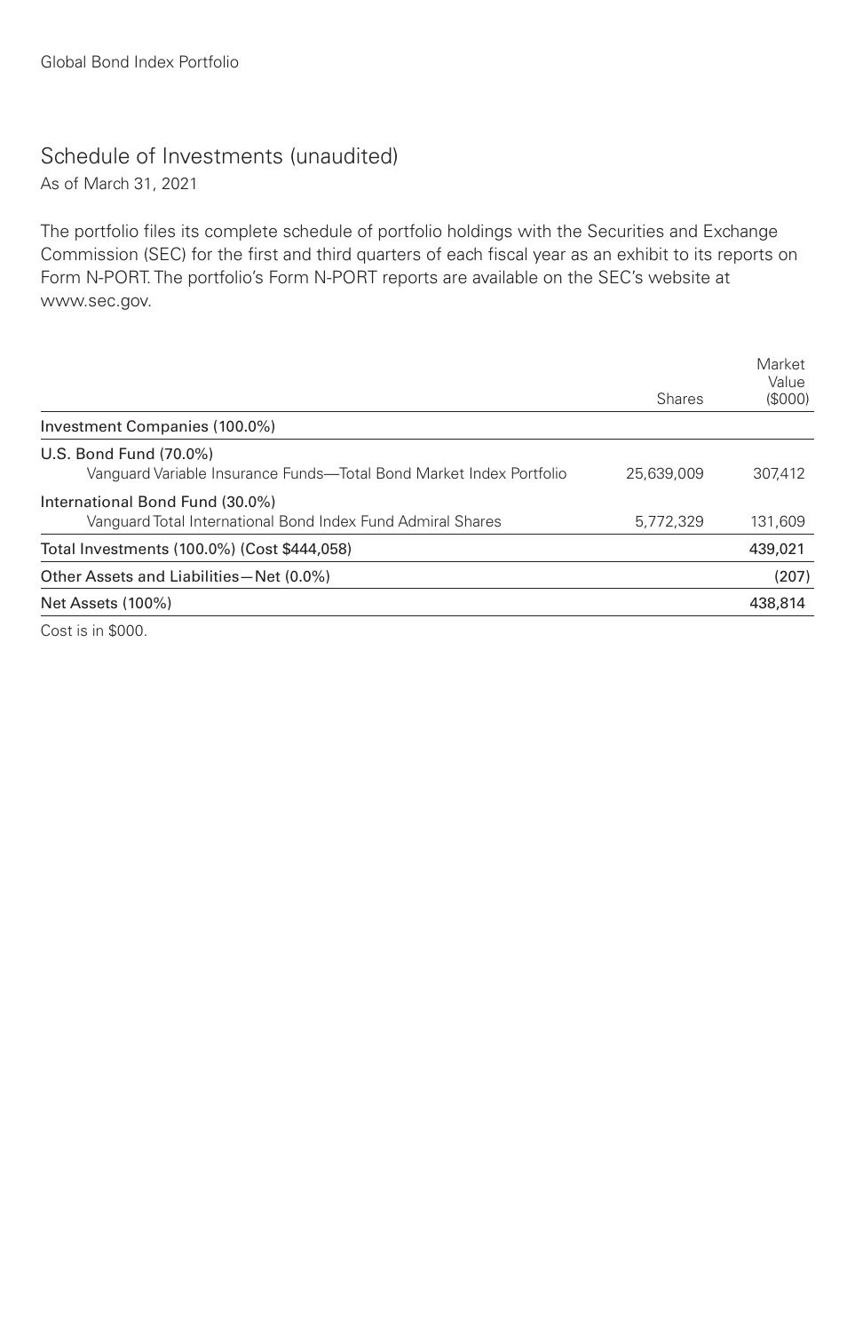# Schedule of Investments (unaudited)

As of March 31, 2021

The portfolio files its complete schedule of portfolio holdings with the Securities and Exchange Commission (SEC) for the first and third quarters of each fiscal year as an exhibit to its reports on Form N-PORT. The portfolio's Form N-PORT reports are available on the SEC's website at www.sec.gov.

| | Shares | Market Value ($000) |
|---|---|---|
| Investment Companies (100.0%) | | |
| U.S. Bond Fund (70.0%) | | |
| Vanguard Variable Insurance Funds—Total Bond Market Index Portfolio | 25,639,009 | 307,412 |
| International Bond Fund (30.0%) | | |
| Vanguard Total International Bond Index Fund Admiral Shares | 5,772,329 | 131,609 |
| Total Investments (100.0%) (Cost $444,058) | | 439,021 |
| Other Assets and Liabilities—Net (0.0%) | | (207) |
| Net Assets (100%) | | 438,814 |

Cost is in $000.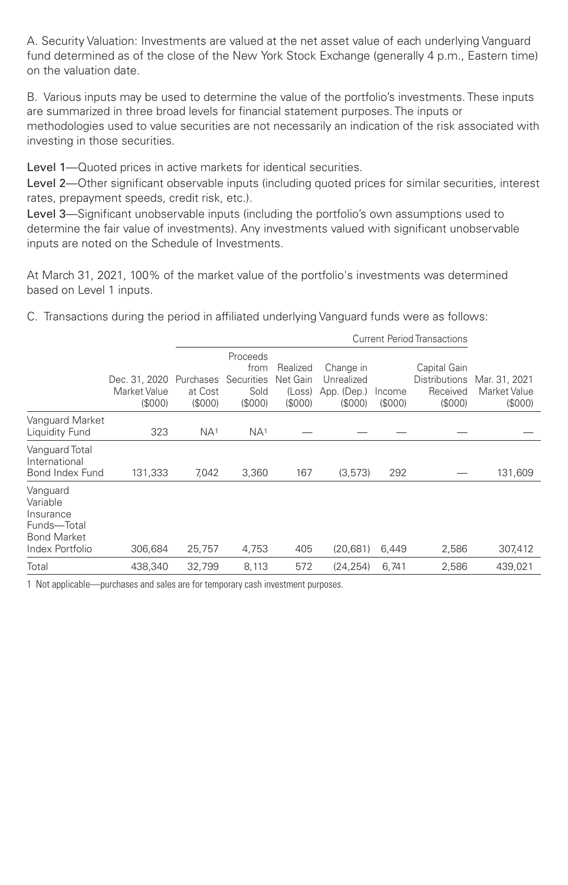A. Security Valuation: Investments are valued at the net asset value of each underlying Vanguard fund determined as of the close of the New York Stock Exchange (generally 4 p.m., Eastern time) on the valuation date.

B. Various inputs may be used to determine the value of the portfolio's investments. These inputs are summarized in three broad levels for financial statement purposes. The inputs or methodologies used to value securities are not necessarily an indication of the risk associated with investing in those securities.

Level 1—Quoted prices in active markets for identical securities.
Level 2—Other significant observable inputs (including quoted prices for similar securities, interest rates, prepayment speeds, credit risk, etc.).
Level 3—Significant unobservable inputs (including the portfolio's own assumptions used to determine the fair value of investments). Any investments valued with significant unobservable inputs are noted on the Schedule of Investments.

At March 31, 2021, 100% of the market value of the portfolio's investments was determined based on Level 1 inputs.

C. Transactions during the period in affiliated underlying Vanguard funds were as follows:

| | | Current Period Transactions | | | | | | |
|---|---|---|---|---|---|---|---|---|
| | Dec. 31, 2020 Market Value ($000) | Purchases at Cost ($000) | Proceeds from Securities Sold ($000) | Realized Net Gain (Loss) ($000) | Change in Unrealized App. (Dep.) ($000) | Income ($000) | Capital Gain Distributions Received ($000) | Mar. 31, 2021 Market Value ($000) |
| Vanguard Market Liquidity Fund | 323 | NA[1] | NA[1] | — | — | — | — | — |
| Vanguard Total International Bond Index Fund | 131,333 | 7,042 | 3,360 | 167 | (3,573) | 292 | — | 131,609 |
| Vanguard Variable Insurance Funds—Total Bond Market Index Portfolio | 306,684 | 25,757 | 4,753 | 405 | (20,681) | 6,449 | 2,586 | 307,412 |
| Total | 438,340 | 32,799 | 8,113 | 572 | (24,254) | 6,741 | 2,586 | 439,021 |

1 Not applicable—purchases and sales are for temporary cash investment purposes.